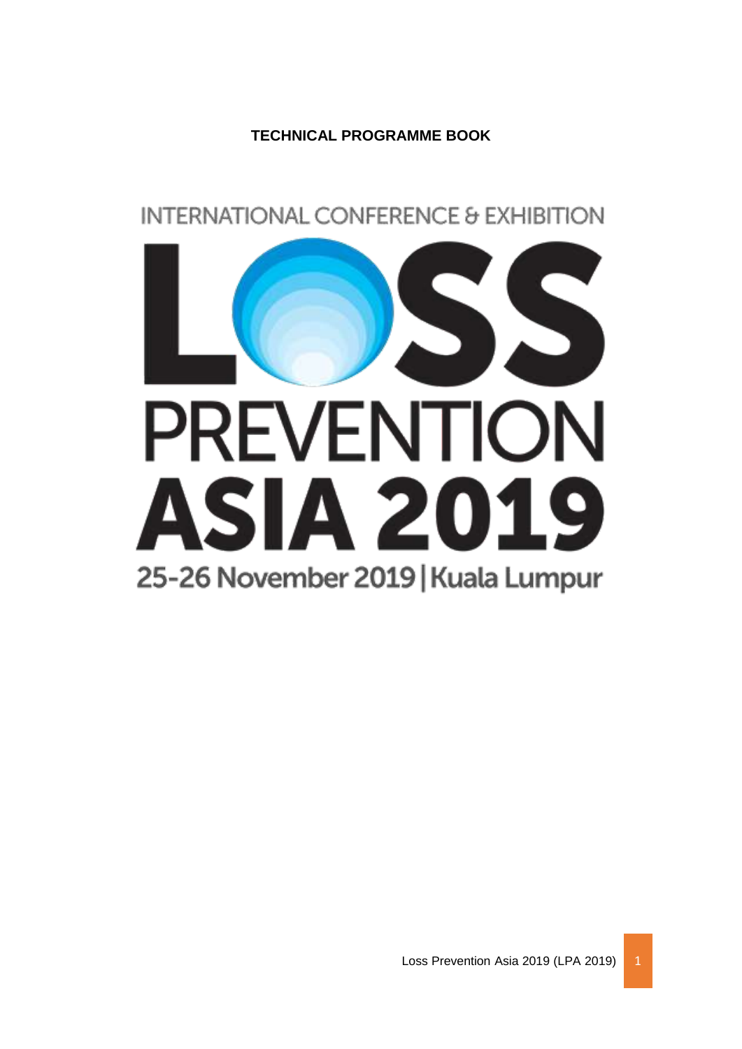# TECHNICAL PROGRAMME BOOK

INTERNATIONAL CONFERENCE & EXHIBITION

# LOSS PREVENTION ASIA 2019

25-26 November 2019 | Kuala Lumpur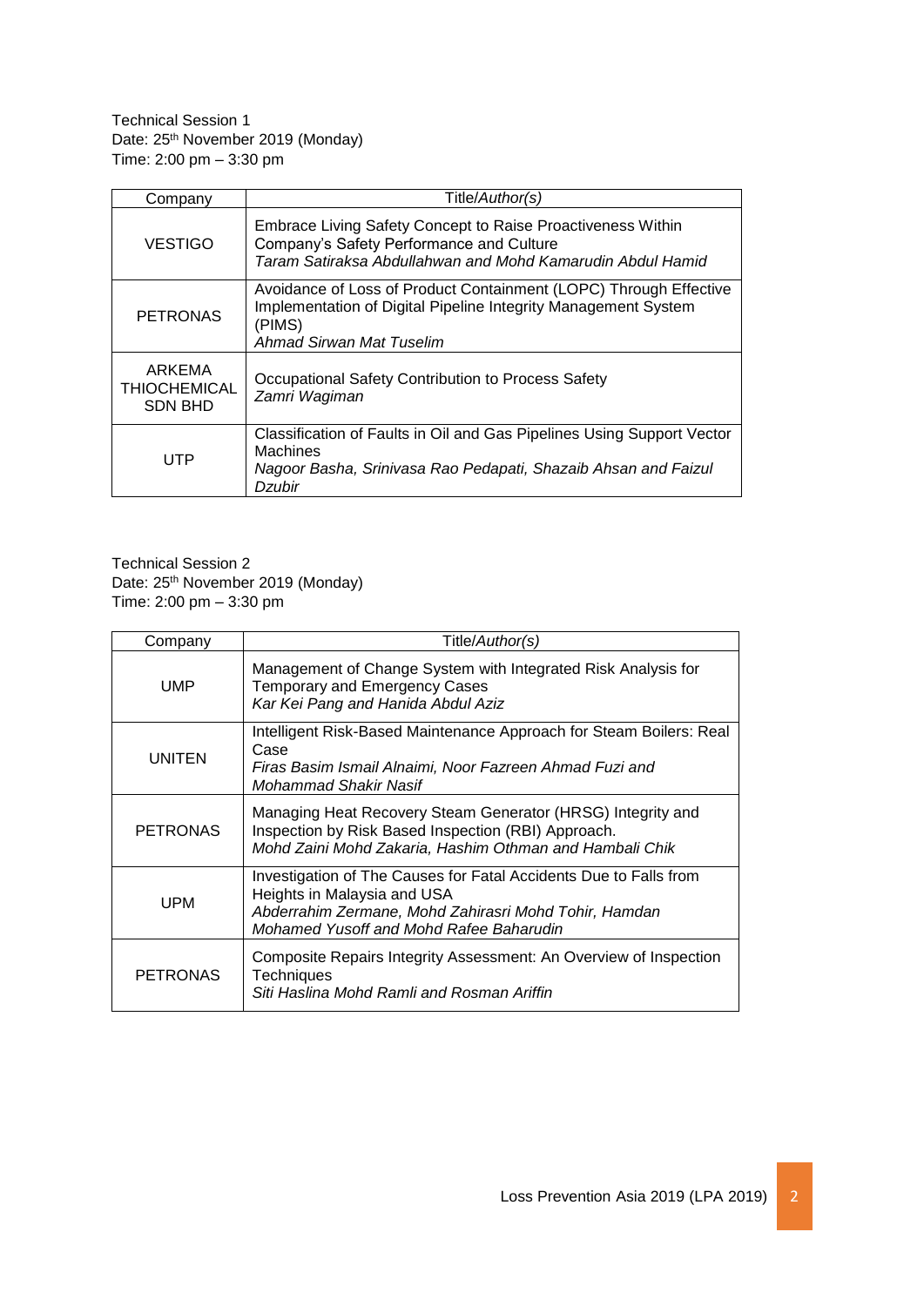Technical Session 1
Date: 25th November 2019 (Monday)
Time: 2:00 pm – 3:30 pm

| Company | Title/*Author(s)* |
|---|---|
| VESTIGO | Embrace Living Safety Concept to Raise Proactiveness Within Company's Safety Performance and Culture<br>*Taram Satiraksa Abdullahwan and Mohd Kamarudin Abdul Hamid* |
| PETRONAS | Avoidance of Loss of Product Containment (LOPC) Through Effective Implementation of Digital Pipeline Integrity Management System (PIMS)<br>*Ahmad Sirwan Mat Tuselim* |
| ARKEMA THIOCHEMICAL SDN BHD | Occupational Safety Contribution to Process Safety<br>*Zamri Wagiman* |
| UTP | Classification of Faults in Oil and Gas Pipelines Using Support Vector Machines<br>*Nagoor Basha, Srinivasa Rao Pedapati, Shazaib Ahsan and Faizul Dzubir* |

Technical Session 2
Date: 25th November 2019 (Monday)
Time: 2:00 pm – 3:30 pm

| Company | Title/*Author(s)* |
|---|---|
| UMP | Management of Change System with Integrated Risk Analysis for Temporary and Emergency Cases<br>*Kar Kei Pang and Hanida Abdul Aziz* |
| UNITEN | Intelligent Risk-Based Maintenance Approach for Steam Boilers: Real Case<br>*Firas Basim Ismail Alnaimi, Noor Fazreen Ahmad Fuzi and Mohammad Shakir Nasif* |
| PETRONAS | Managing Heat Recovery Steam Generator (HRSG) Integrity and Inspection by Risk Based Inspection (RBI) Approach.<br>*Mohd Zaini Mohd Zakaria, Hashim Othman and Hambali Chik* |
| UPM | Investigation of The Causes for Fatal Accidents Due to Falls from Heights in Malaysia and USA<br>*Abderrahim Zermane, Mohd Zahirasri Mohd Tohir, Hamdan Mohamed Yusoff and Mohd Rafee Baharudin* |
| PETRONAS | Composite Repairs Integrity Assessment: An Overview of Inspection Techniques<br>*Siti Haslina Mohd Ramli and Rosman Ariffin* |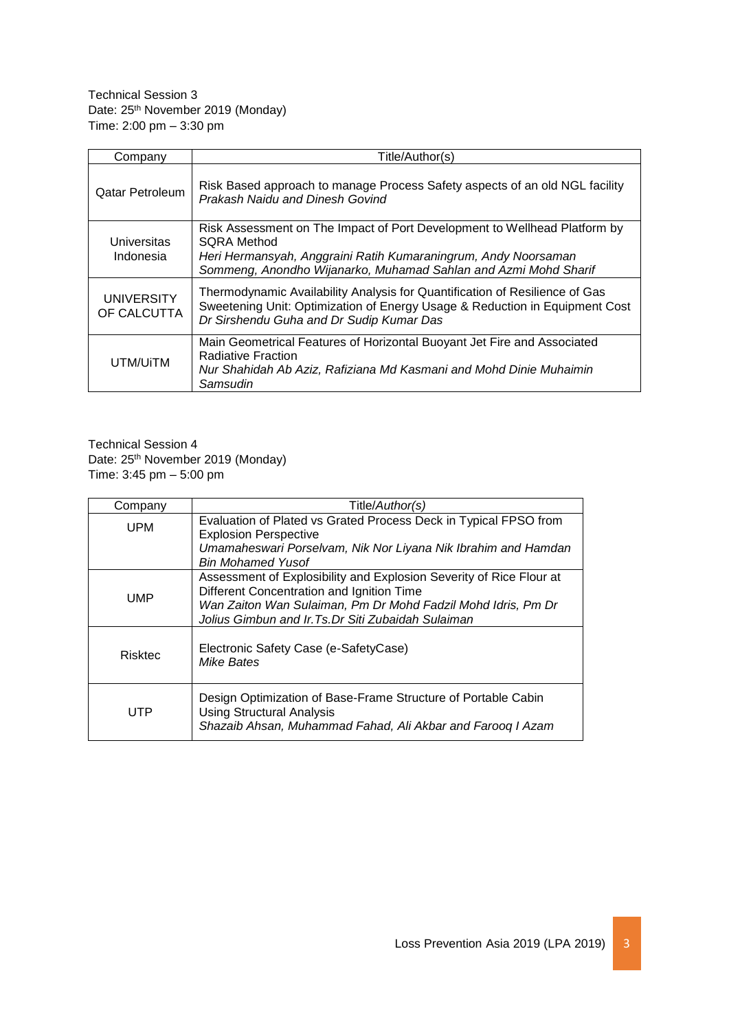Technical Session 3
Date: 25th November 2019 (Monday)
Time: 2:00 pm – 3:30 pm

| Company | Title/Author(s) |
|---|---|
| Qatar Petroleum | Risk Based approach to manage Process Safety aspects of an old NGL facility<br>*Prakash Naidu and Dinesh Govind* |
| Universitas Indonesia | Risk Assessment on The Impact of Port Development to Wellhead Platform by SQRA Method<br>*Heri Hermansyah, Anggraini Ratih Kumaraningrum, Andy Noorsaman Sommeng, Anondho Wijanarko, Muhamad Sahlan and Azmi Mohd Sharif* |
| UNIVERSITY OF CALCUTTA | Thermodynamic Availability Analysis for Quantification of Resilience of Gas Sweetening Unit: Optimization of Energy Usage & Reduction in Equipment Cost<br>*Dr Sirshendu Guha and Dr Sudip Kumar Das* |
| UTM/UiTM | Main Geometrical Features of Horizontal Buoyant Jet Fire and Associated Radiative Fraction<br>*Nur Shahidah Ab Aziz, Rafiziana Md Kasmani and Mohd Dinie Muhaimin Samsudin* |

Technical Session 4
Date: 25th November 2019 (Monday)
Time: 3:45 pm – 5:00 pm

| Company | Title/*Author(s)* |
|---|---|
| UPM | Evaluation of Plated vs Grated Process Deck in Typical FPSO from Explosion Perspective<br>*Umamaheswari Porselvam, Nik Nor Liyana Nik Ibrahim and Hamdan Bin Mohamed Yusof* |
| UMP | Assessment of Explosibility and Explosion Severity of Rice Flour at Different Concentration and Ignition Time<br>*Wan Zaiton Wan Sulaiman, Pm Dr Mohd Fadzil Mohd Idris, Pm Dr Jolius Gimbun and Ir.Ts.Dr Siti Zubaidah Sulaiman* |
| Risktec | Electronic Safety Case (e-SafetyCase)<br>*Mike Bates* |
| UTP | Design Optimization of Base-Frame Structure of Portable Cabin Using Structural Analysis<br>*Shazaib Ahsan, Muhammad Fahad, Ali Akbar and Farooq I Azam* |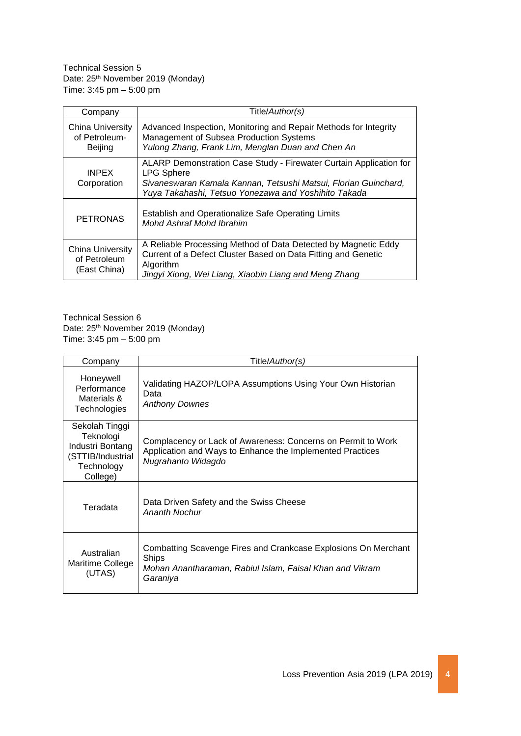Technical Session 5
Date: 25th November 2019 (Monday)
Time: 3:45 pm – 5:00 pm

| Company | Title/*Author(s)* |
|---|---|
| China University of Petroleum-Beijing | Advanced Inspection, Monitoring and Repair Methods for Integrity Management of Subsea Production Systems<br>*Yulong Zhang, Frank Lim, Menglan Duan and Chen An* |
| INPEX Corporation | ALARP Demonstration Case Study - Firewater Curtain Application for LPG Sphere<br>*Sivaneswaran Kamala Kannan, Tetsushi Matsui, Florian Guinchard, Yuya Takahashi, Tetsuo Yonezawa and Yoshihito Takada* |
| PETRONAS | Establish and Operationalize Safe Operating Limits<br>*Mohd Ashraf Mohd Ibrahim* |
| China University of Petroleum (East China) | A Reliable Processing Method of Data Detected by Magnetic Eddy Current of a Defect Cluster Based on Data Fitting and Genetic Algorithm<br>*Jingyi Xiong, Wei Liang, Xiaobin Liang and Meng Zhang* |

Technical Session 6
Date: 25th November 2019 (Monday)
Time: 3:45 pm – 5:00 pm

| Company | Title/*Author(s)* |
|---|---|
| Honeywell Performance Materials & Technologies | Validating HAZOP/LOPA Assumptions Using Your Own Historian Data<br>*Anthony Downes* |
| Sekolah Tinggi Teknologi Industri Bontang (STTIB/Industrial Technology College) | Complacency or Lack of Awareness: Concerns on Permit to Work Application and Ways to Enhance the Implemented Practices<br>*Nugrahanto Widagdo* |
| Teradata | Data Driven Safety and the Swiss Cheese<br>*Ananth Nochur* |
| Australian Maritime College (UTAS) | Combatting Scavenge Fires and Crankcase Explosions On Merchant Ships<br>*Mohan Anantharaman, Rabiul Islam, Faisal Khan and Vikram Garaniya* |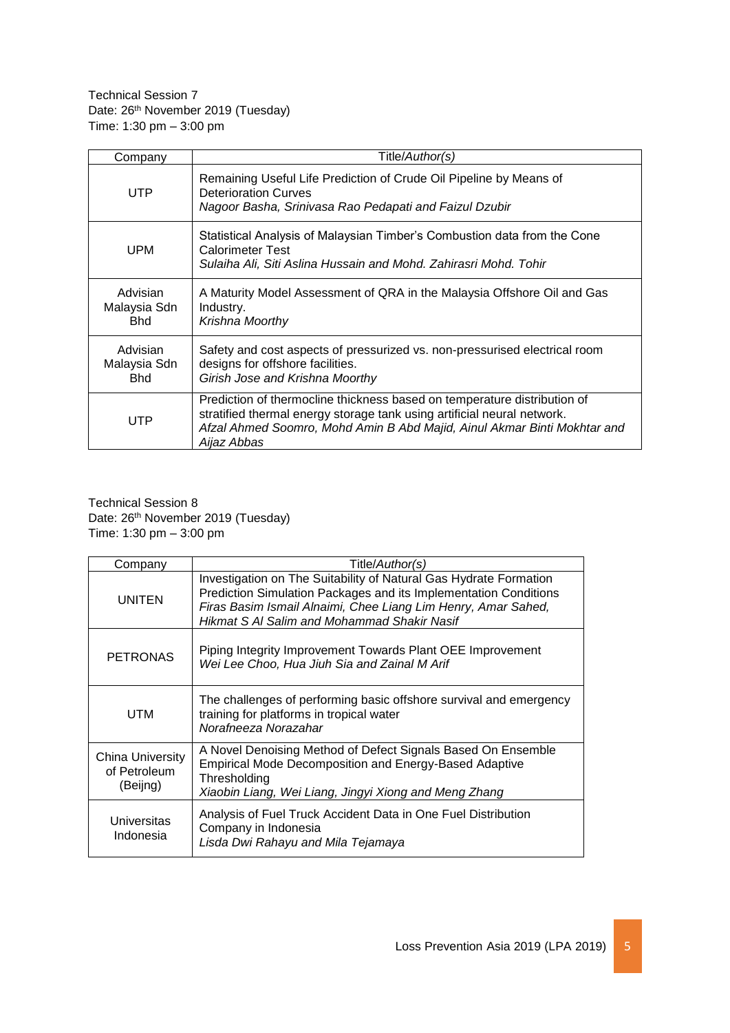Technical Session 7
Date: 26th November 2019 (Tuesday)
Time: 1:30 pm – 3:00 pm

| Company | Title/*Author(s)* |
|---|---|
| UTP | Remaining Useful Life Prediction of Crude Oil Pipeline by Means of Deterioration Curves<br>*Nagoor Basha, Srinivasa Rao Pedapati and Faizul Dzubir* |
| UPM | Statistical Analysis of Malaysian Timber's Combustion data from the Cone Calorimeter Test<br>*Sulaiha Ali, Siti Aslina Hussain and Mohd. Zahirasri Mohd. Tohir* |
| Advisian Malaysia Sdn Bhd | A Maturity Model Assessment of QRA in the Malaysia Offshore Oil and Gas Industry.<br>*Krishna Moorthy* |
| Advisian Malaysia Sdn Bhd | Safety and cost aspects of pressurized vs. non-pressurised electrical room designs for offshore facilities.<br>*Girish Jose and Krishna Moorthy* |
| UTP | Prediction of thermocline thickness based on temperature distribution of stratified thermal energy storage tank using artificial neural network.<br>*Afzal Ahmed Soomro, Mohd Amin B Abd Majid, Ainul Akmar Binti Mokhtar and Aijaz Abbas* |

Technical Session 8
Date: 26th November 2019 (Tuesday)
Time: 1:30 pm – 3:00 pm

| Company | Title/*Author(s)* |
|---|---|
| UNITEN | Investigation on The Suitability of Natural Gas Hydrate Formation Prediction Simulation Packages and its Implementation Conditions<br>*Firas Basim Ismail Alnaimi, Chee Liang Lim Henry, Amar Sahed, Hikmat S Al Salim and Mohammad Shakir Nasif* |
| PETRONAS | Piping Integrity Improvement Towards Plant OEE Improvement<br>*Wei Lee Choo, Hua Jiuh Sia and Zainal M Arif* |
| UTM | The challenges of performing basic offshore survival and emergency training for platforms in tropical water<br>*Norafneeza Norazahar* |
| China University of Petroleum (Beijng) | A Novel Denoising Method of Defect Signals Based On Ensemble Empirical Mode Decomposition and Energy-Based Adaptive Thresholding<br>*Xiaobin Liang, Wei Liang, Jingyi Xiong and Meng Zhang* |
| Universitas Indonesia | Analysis of Fuel Truck Accident Data in One Fuel Distribution Company in Indonesia<br>*Lisda Dwi Rahayu and Mila Tejamaya* |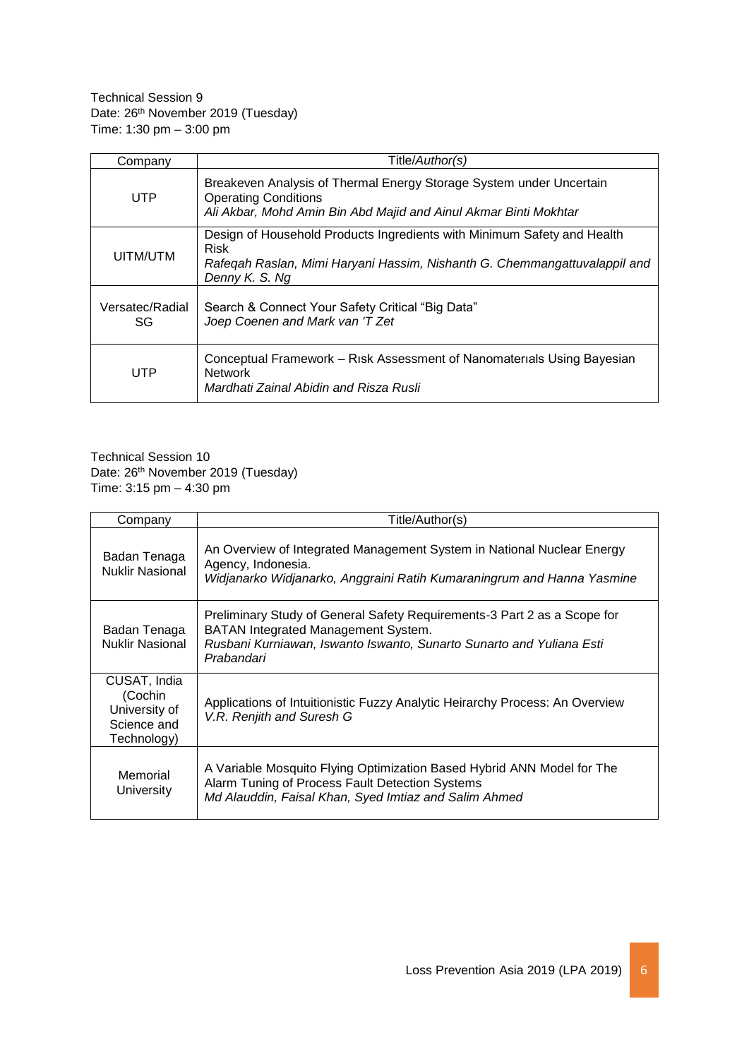Technical Session 9
Date: 26th November 2019 (Tuesday)
Time: 1:30 pm – 3:00 pm

| Company | Title/*Author(s)* |
|---|---|
| UTP | Breakeven Analysis of Thermal Energy Storage System under Uncertain Operating Conditions<br>*Ali Akbar, Mohd Amin Bin Abd Majid and Ainul Akmar Binti Mokhtar* |
| UITM/UTM | Design of Household Products Ingredients with Minimum Safety and Health Risk<br>*Rafeqah Raslan, Mimi Haryani Hassim, Nishanth G. Chemmangattuvalappil and Denny K. S. Ng* |
| Versatec/Radial SG | Search & Connect Your Safety Critical “Big Data”<br>*Joep Coenen and Mark van 'T Zet* |
| UTP | Conceptual Framework – Rısk Assessment of Nanomaterıals Using Bayesian Network<br>*Mardhati Zainal Abidin and Risza Rusli* |

Technical Session 10
Date: 26th November 2019 (Tuesday)
Time: 3:15 pm – 4:30 pm

| Company | Title/Author(s) |
|---|---|
| Badan Tenaga Nuklir Nasional | An Overview of Integrated Management System in National Nuclear Energy Agency, Indonesia.<br>*Widjanarko Widjanarko, Anggraini Ratih Kumaraningrum and Hanna Yasmine* |
| Badan Tenaga Nuklir Nasional | Preliminary Study of General Safety Requirements-3 Part 2 as a Scope for BATAN Integrated Management System.<br>*Rusbani Kurniawan, Iswanto Iswanto, Sunarto Sunarto and Yuliana Esti Prabandari* |
| CUSAT, India (Cochin University of Science and Technology) | Applications of Intuitionistic Fuzzy Analytic Heirarchy Process: An Overview<br>*V.R. Renjith and Suresh G* |
| Memorial University | A Variable Mosquito Flying Optimization Based Hybrid ANN Model for The Alarm Tuning of Process Fault Detection Systems<br>*Md Alauddin, Faisal Khan, Syed Imtiaz and Salim Ahmed* |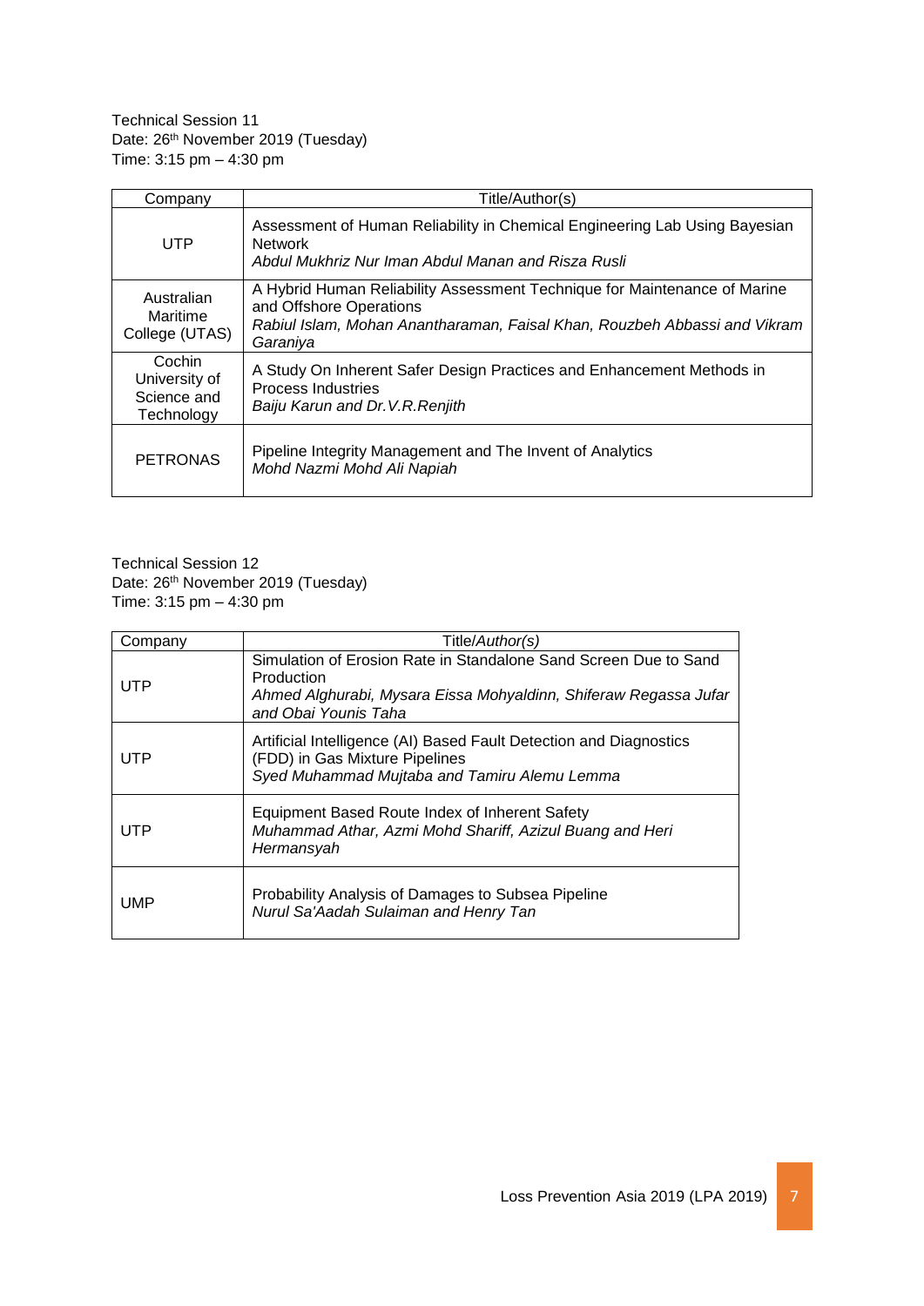Technical Session 11
Date: 26th November 2019 (Tuesday)
Time: 3:15 pm – 4:30 pm

| Company | Title/Author(s) |
|---|---|
| UTP | Assessment of Human Reliability in Chemical Engineering Lab Using Bayesian Network<br>*Abdul Mukhriz Nur Iman Abdul Manan and Risza Rusli* |
| Australian Maritime College (UTAS) | A Hybrid Human Reliability Assessment Technique for Maintenance of Marine and Offshore Operations<br>*Rabiul Islam, Mohan Anantharaman, Faisal Khan, Rouzbeh Abbassi and Vikram Garaniya* |
| Cochin University of Science and Technology | A Study On Inherent Safer Design Practices and Enhancement Methods in Process Industries<br>*Baiju Karun and Dr.V.R.Renjith* |
| PETRONAS | Pipeline Integrity Management and The Invent of Analytics<br>*Mohd Nazmi Mohd Ali Napiah* |

Technical Session 12
Date: 26th November 2019 (Tuesday)
Time: 3:15 pm – 4:30 pm

| Company | Title/*Author(s)* |
|---|---|
| UTP | Simulation of Erosion Rate in Standalone Sand Screen Due to Sand Production<br>*Ahmed Alghurabi, Mysara Eissa Mohyaldinn, Shiferaw Regassa Jufar and Obai Younis Taha* |
| UTP | Artificial Intelligence (AI) Based Fault Detection and Diagnostics (FDD) in Gas Mixture Pipelines<br>*Syed Muhammad Mujtaba and Tamiru Alemu Lemma* |
| UTP | Equipment Based Route Index of Inherent Safety<br>*Muhammad Athar, Azmi Mohd Shariff, Azizul Buang and Heri Hermansyah* |
| UMP | Probability Analysis of Damages to Subsea Pipeline<br>*Nurul Sa'Aadah Sulaiman and Henry Tan* |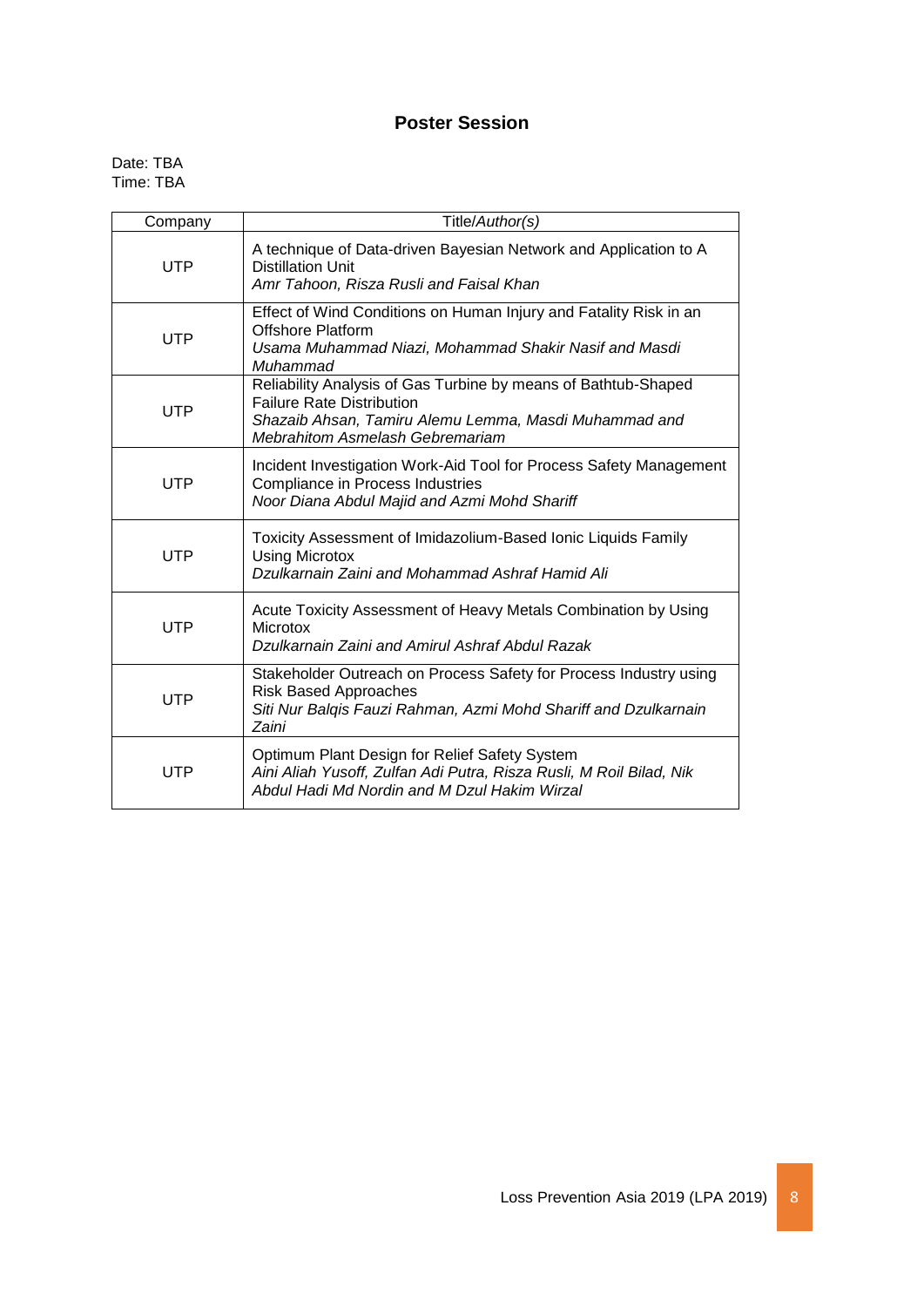## Poster Session

Date: TBA
Time: TBA

| Company | Title/*Author(s)* |
| --- | --- |
| UTP | A technique of Data-driven Bayesian Network and Application to A Distillation Unit<br>*Amr Tahoon, Risza Rusli and Faisal Khan* |
| UTP | Effect of Wind Conditions on Human Injury and Fatality Risk in an Offshore Platform<br>*Usama Muhammad Niazi, Mohammad Shakir Nasif and Masdi Muhammad* |
| UTP | Reliability Analysis of Gas Turbine by means of Bathtub-Shaped Failure Rate Distribution<br>*Shazaib Ahsan, Tamiru Alemu Lemma, Masdi Muhammad and Mebrahitom Asmelash Gebremariam* |
| UTP | Incident Investigation Work-Aid Tool for Process Safety Management Compliance in Process Industries<br>*Noor Diana Abdul Majid and Azmi Mohd Shariff* |
| UTP | Toxicity Assessment of Imidazolium-Based Ionic Liquids Family Using Microtox<br>*Dzulkarnain Zaini and Mohammad Ashraf Hamid Ali* |
| UTP | Acute Toxicity Assessment of Heavy Metals Combination by Using Microtox<br>*Dzulkarnain Zaini and Amirul Ashraf Abdul Razak* |
| UTP | Stakeholder Outreach on Process Safety for Process Industry using Risk Based Approaches<br>*Siti Nur Balqis Fauzi Rahman, Azmi Mohd Shariff and Dzulkarnain Zaini* |
| UTP | Optimum Plant Design for Relief Safety System<br>*Aini Aliah Yusoff, Zulfan Adi Putra, Risza Rusli, M Roil Bilad, Nik Abdul Hadi Md Nordin and M Dzul Hakim Wirzal* |